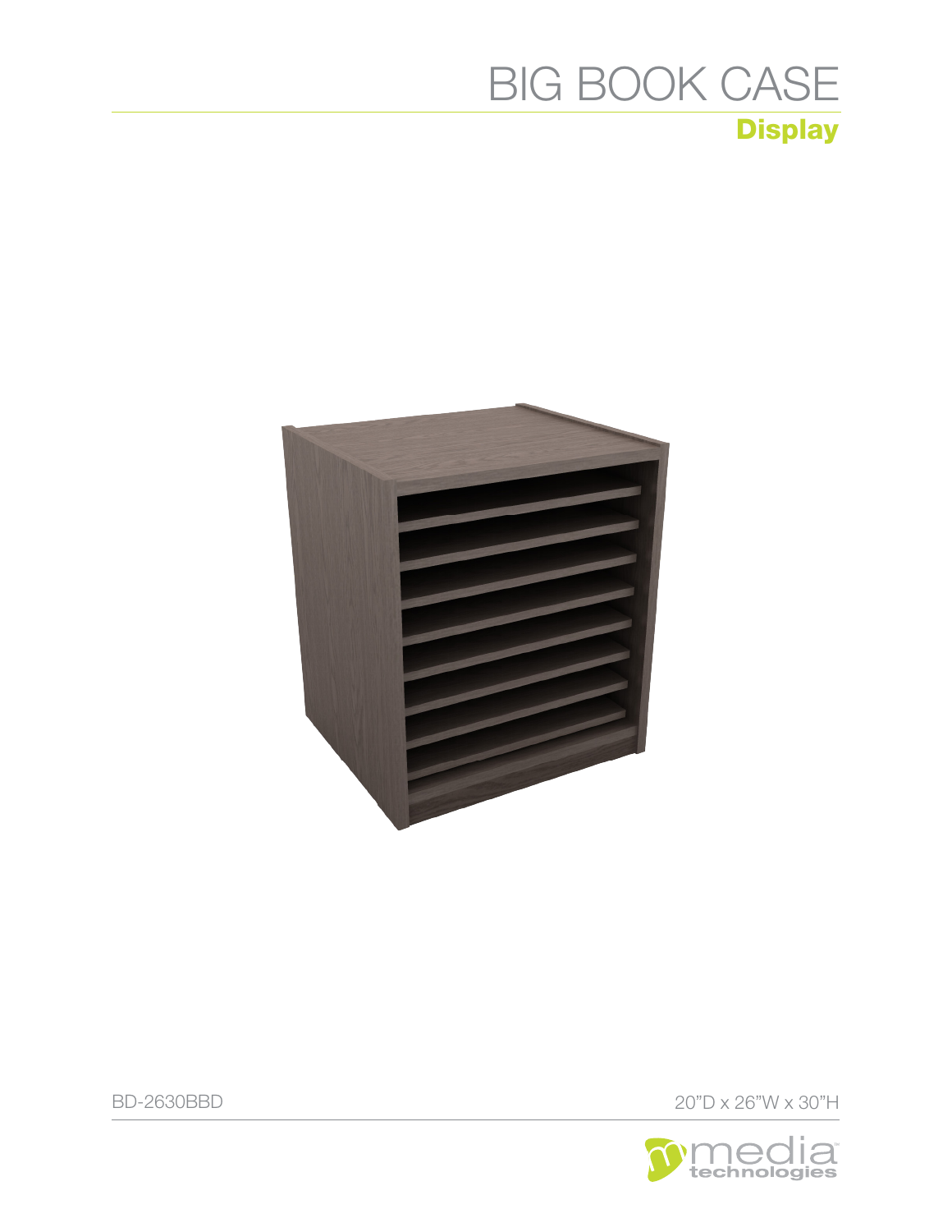# BIG BOOK CASE

## Display

BD-2630BBD

20"D x 26"W x 30"H

media technologies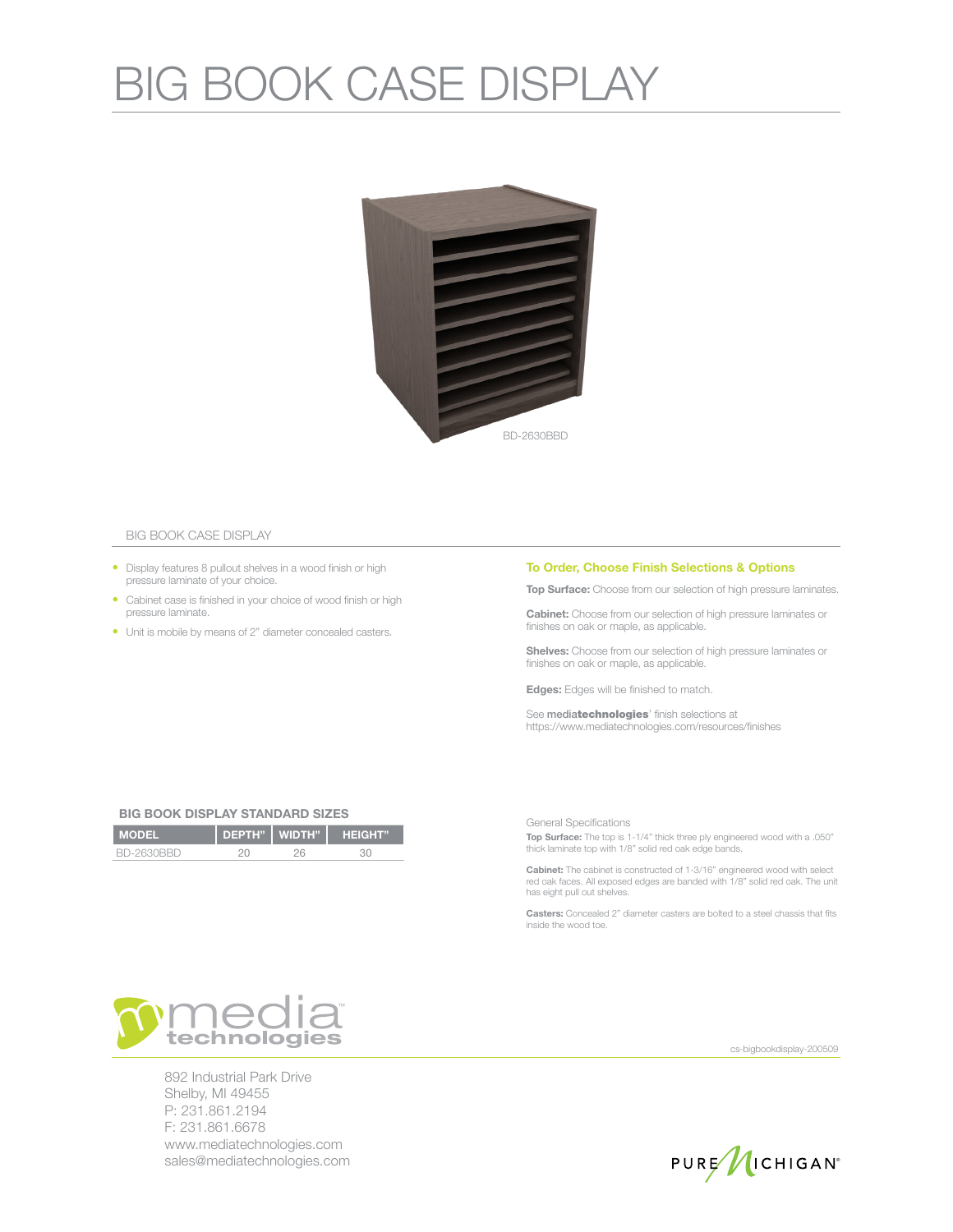# BIG BOOK CASE DISPLAY

BD-2630BBD

BIG BOOK CASE DISPLAY

- Display features 8 pullout shelves in a wood finish or high pressure laminate of your choice.
- Cabinet case is finished in your choice of wood finish or high pressure laminate.
- Unit is mobile by means of 2" diameter concealed casters.

### To Order, Choose Finish Selections & Options

**Top Surface:** Choose from our selection of high pressure laminates.

**Cabinet:** Choose from our selection of high pressure laminates or finishes on oak or maple, as applicable.

**Shelves:** Choose from our selection of high pressure laminates or finishes on oak or maple, as applicable.

**Edges:** Edges will be finished to match.

See media**technologies**' finish selections at https://www.mediatechnologies.com/resources/finishes

### BIG BOOK DISPLAY STANDARD SIZES

| MODEL | DEPTH" | WIDTH" | HEIGHT" |
|---|---|---|---|
| BD-2630BBD | 20 | 26 | 30 |

General Specifications

**Top Surface:** The top is 1-1/4" thick three ply engineered wood with a .050" thick laminate top with 1/8" solid red oak edge bands.

**Cabinet:** The cabinet is constructed of 1-3/16" engineered wood with select red oak faces. All exposed edges are banded with 1/8" solid red oak. The unit has eight pull out shelves.

**Casters:** Concealed 2" diameter casters are bolted to a steel chassis that fits inside the wood toe.

media technologies™

cs-bigbookdisplay-200509

892 Industrial Park Drive
Shelby, MI 49455
P: 231.861.2194
F: 231.861.6678
www.mediatechnologies.com
sales@mediatechnologies.com

PURE MICHIGAN®